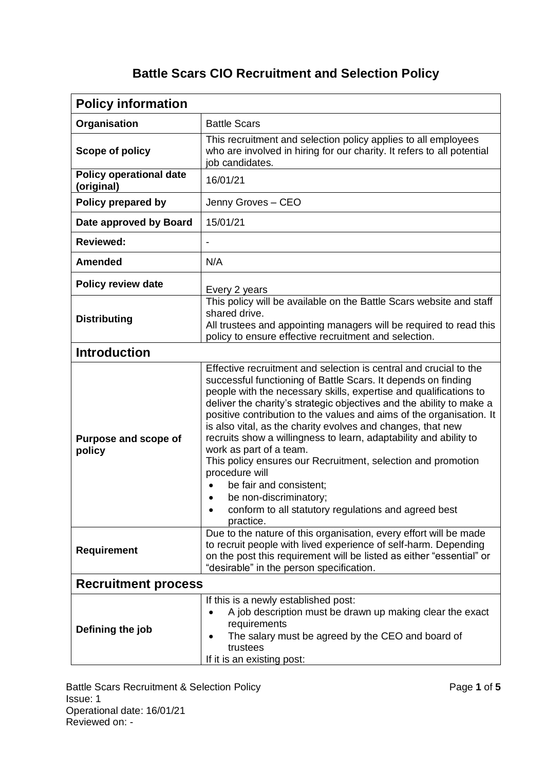# Battle Scars CIO Recruitment and Selection Policy

| **Policy information** | |
|---|---|
| **Organisation** | Battle Scars |
| **Scope of policy** | This recruitment and selection policy applies to all employees who are involved in hiring for our charity. It refers to all potential job candidates. |
| **Policy operational date (original)** | 16/01/21 |
| **Policy prepared by** | Jenny Groves – CEO |
| **Date approved by Board** | 15/01/21 |
| **Reviewed:** | - |
| **Amended** | N/A |
| **Policy review date** | Every 2 years |
| **Distributing** | This policy will be available on the Battle Scars website and staff shared drive.<br>All trustees and appointing managers will be required to read this policy to ensure effective recruitment and selection. |
| **Introduction** | |
| **Purpose and scope of policy** | Effective recruitment and selection is central and crucial to the successful functioning of Battle Scars. It depends on finding people with the necessary skills, expertise and qualifications to deliver the charity's strategic objectives and the ability to make a positive contribution to the values and aims of the organisation. It is also vital, as the charity evolves and changes, that new recruits show a willingness to learn, adaptability and ability to work as part of a team.<br>This policy ensures our Recruitment, selection and promotion procedure will<br>• be fair and consistent;<br>• be non-discriminatory;<br>• conform to all statutory regulations and agreed best practice. |
| **Requirement** | Due to the nature of this organisation, every effort will be made to recruit people with lived experience of self-harm. Depending on the post this requirement will be listed as either "essential" or "desirable" in the person specification. |
| **Recruitment process** | |
| **Defining the job** | If this is a newly established post:<br>• A job description must be drawn up making clear the exact requirements<br>• The salary must be agreed by the CEO and board of trustees<br>If it is an existing post: |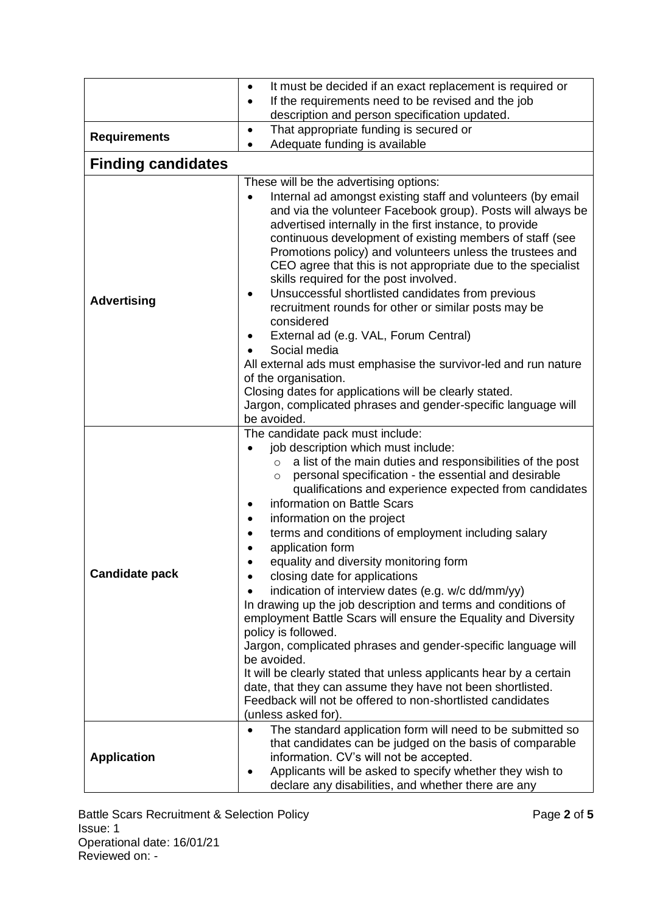| | |
|---|---|
| | • It must be decided if an exact replacement is required or<br>• If the requirements need to be revised and the job description and person specification updated. |
| **Requirements** | • That appropriate funding is secured or<br>• Adequate funding is available |
| **Finding candidates** | |
| **Advertising** | These will be the advertising options:<br>• Internal ad amongst existing staff and volunteers (by email and via the volunteer Facebook group). Posts will always be advertised internally in the first instance, to provide continuous development of existing members of staff (see Promotions policy) and volunteers unless the trustees and CEO agree that this is not appropriate due to the specialist skills required for the post involved.<br>• Unsuccessful shortlisted candidates from previous recruitment rounds for other or similar posts may be considered<br>• External ad (e.g. VAL, Forum Central)<br>• Social media<br>All external ads must emphasise the survivor-led and run nature of the organisation.<br>Closing dates for applications will be clearly stated.<br>Jargon, complicated phrases and gender-specific language will be avoided. |
| **Candidate pack** | The candidate pack must include:<br>• job description which must include:<br>&nbsp;&nbsp;&nbsp;&nbsp;○ a list of the main duties and responsibilities of the post<br>&nbsp;&nbsp;&nbsp;&nbsp;○ personal specification - the essential and desirable qualifications and experience expected from candidates<br>• information on Battle Scars<br>• information on the project<br>• terms and conditions of employment including salary<br>• application form<br>• equality and diversity monitoring form<br>• closing date for applications<br>• indication of interview dates (e.g. w/c dd/mm/yy)<br>In drawing up the job description and terms and conditions of employment Battle Scars will ensure the Equality and Diversity policy is followed.<br>Jargon, complicated phrases and gender-specific language will be avoided.<br>It will be clearly stated that unless applicants hear by a certain date, that they can assume they have not been shortlisted.<br>Feedback will not be offered to non-shortlisted candidates (unless asked for). |
| **Application** | • The standard application form will need to be submitted so that candidates can be judged on the basis of comparable information. CV's will not be accepted.<br>• Applicants will be asked to specify whether they wish to declare any disabilities, and whether there are any |

Battle Scars Recruitment & Selection Policy
Issue: 1
Operational date: 16/01/21
Reviewed on: -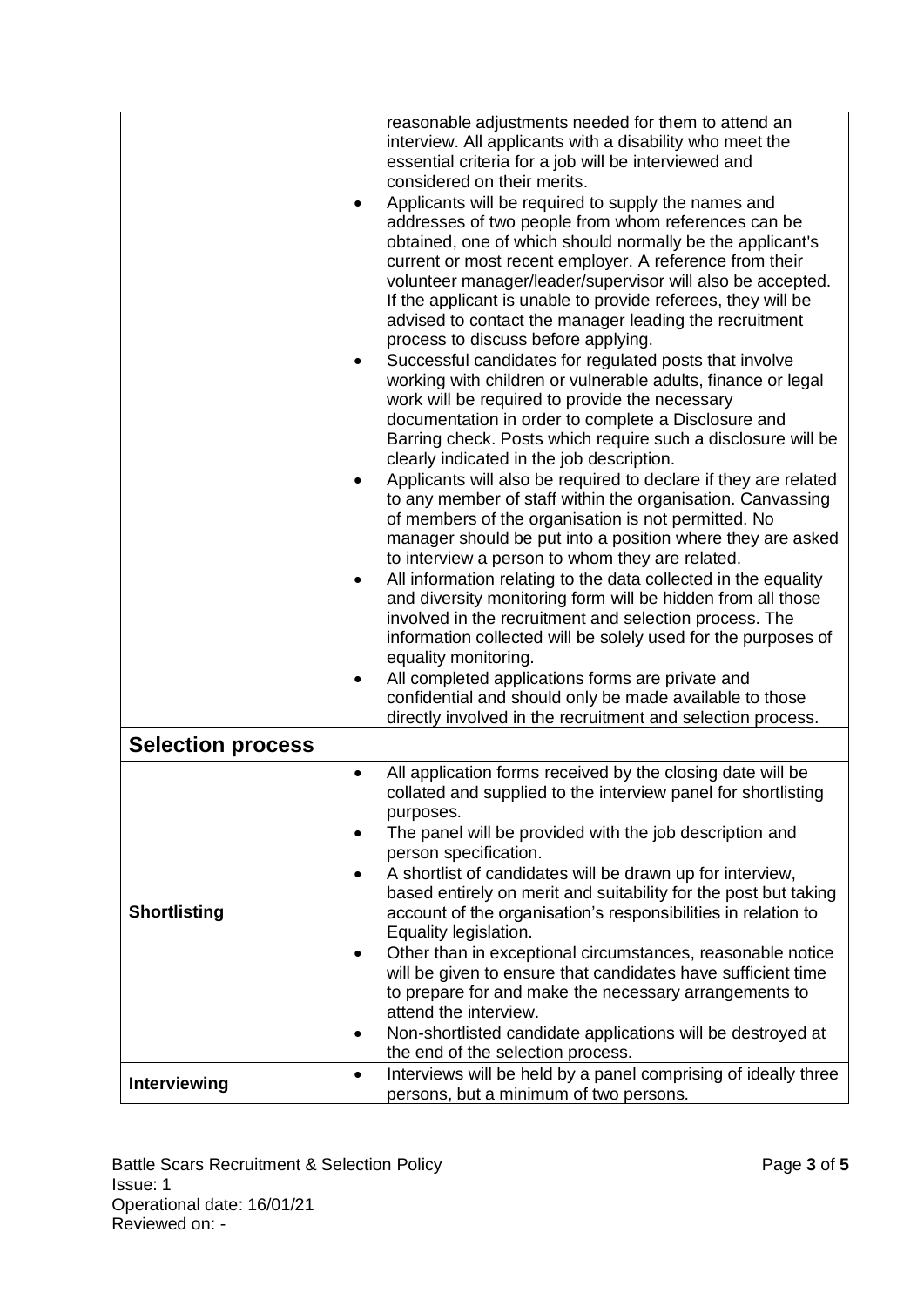| | |
|---|---|
| | reasonable adjustments needed for them to attend an interview. All applicants with a disability who meet the essential criteria for a job will be interviewed and considered on their merits.<br>• Applicants will be required to supply the names and addresses of two people from whom references can be obtained, one of which should normally be the applicant's current or most recent employer. A reference from their volunteer manager/leader/supervisor will also be accepted. If the applicant is unable to provide referees, they will be advised to contact the manager leading the recruitment process to discuss before applying.<br>• Successful candidates for regulated posts that involve working with children or vulnerable adults, finance or legal work will be required to provide the necessary documentation in order to complete a Disclosure and Barring check. Posts which require such a disclosure will be clearly indicated in the job description.<br>• Applicants will also be required to declare if they are related to any member of staff within the organisation. Canvassing of members of the organisation is not permitted. No manager should be put into a position where they are asked to interview a person to whom they are related.<br>• All information relating to the data collected in the equality and diversity monitoring form will be hidden from all those involved in the recruitment and selection process. The information collected will be solely used for the purposes of equality monitoring.<br>• All completed applications forms are private and confidential and should only be made available to those directly involved in the recruitment and selection process. |
| **Selection process** | |
| **Shortlisting** | • All application forms received by the closing date will be collated and supplied to the interview panel for shortlisting purposes.<br>• The panel will be provided with the job description and person specification.<br>• A shortlist of candidates will be drawn up for interview, based entirely on merit and suitability for the post but taking account of the organisation's responsibilities in relation to Equality legislation.<br>• Other than in exceptional circumstances, reasonable notice will be given to ensure that candidates have sufficient time to prepare for and make the necessary arrangements to attend the interview.<br>• Non-shortlisted candidate applications will be destroyed at the end of the selection process. |
| **Interviewing** | • Interviews will be held by a panel comprising of ideally three persons, but a minimum of two persons. |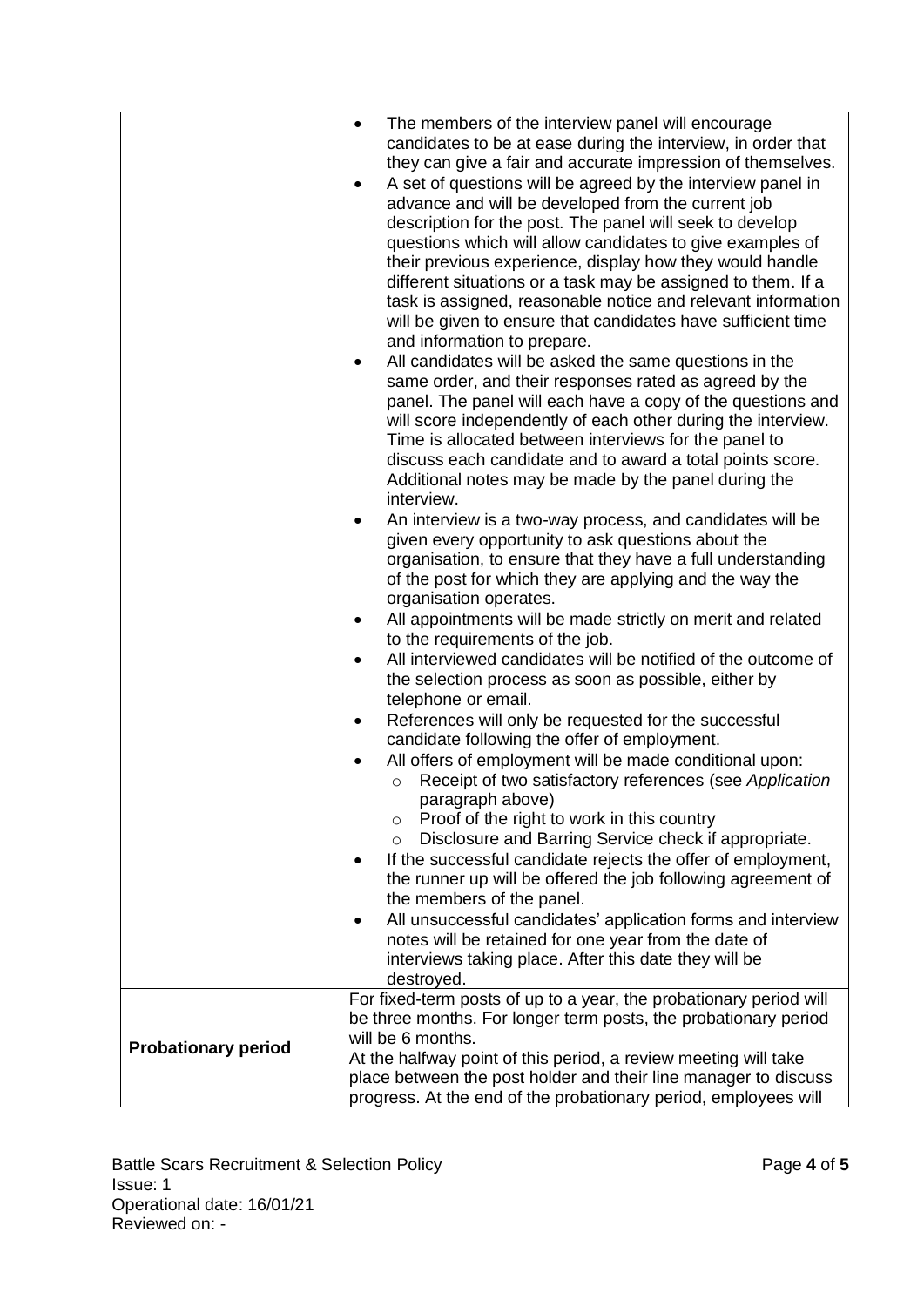| | |
|---|---|
| | • The members of the interview panel will encourage candidates to be at ease during the interview, in order that they can give a fair and accurate impression of themselves.<br>• A set of questions will be agreed by the interview panel in advance and will be developed from the current job description for the post. The panel will seek to develop questions which will allow candidates to give examples of their previous experience, display how they would handle different situations or a task may be assigned to them. If a task is assigned, reasonable notice and relevant information will be given to ensure that candidates have sufficient time and information to prepare.<br>• All candidates will be asked the same questions in the same order, and their responses rated as agreed by the panel. The panel will each have a copy of the questions and will score independently of each other during the interview. Time is allocated between interviews for the panel to discuss each candidate and to award a total points score. Additional notes may be made by the panel during the interview.<br>• An interview is a two-way process, and candidates will be given every opportunity to ask questions about the organisation, to ensure that they have a full understanding of the post for which they are applying and the way the organisation operates.<br>• All appointments will be made strictly on merit and related to the requirements of the job.<br>• All interviewed candidates will be notified of the outcome of the selection process as soon as possible, either by telephone or email.<br>• References will only be requested for the successful candidate following the offer of employment.<br>• All offers of employment will be made conditional upon:<br>&nbsp;&nbsp;&nbsp;&nbsp;○ Receipt of two satisfactory references (see *Application* paragraph above)<br>&nbsp;&nbsp;&nbsp;&nbsp;○ Proof of the right to work in this country<br>&nbsp;&nbsp;&nbsp;&nbsp;○ Disclosure and Barring Service check if appropriate.<br>• If the successful candidate rejects the offer of employment, the runner up will be offered the job following agreement of the members of the panel.<br>• All unsuccessful candidates' application forms and interview notes will be retained for one year from the date of interviews taking place. After this date they will be destroyed. |
| **Probationary period** | For fixed-term posts of up to a year, the probationary period will be three months. For longer term posts, the probationary period will be 6 months.<br>At the halfway point of this period, a review meeting will take place between the post holder and their line manager to discuss progress. At the end of the probationary period, employees will |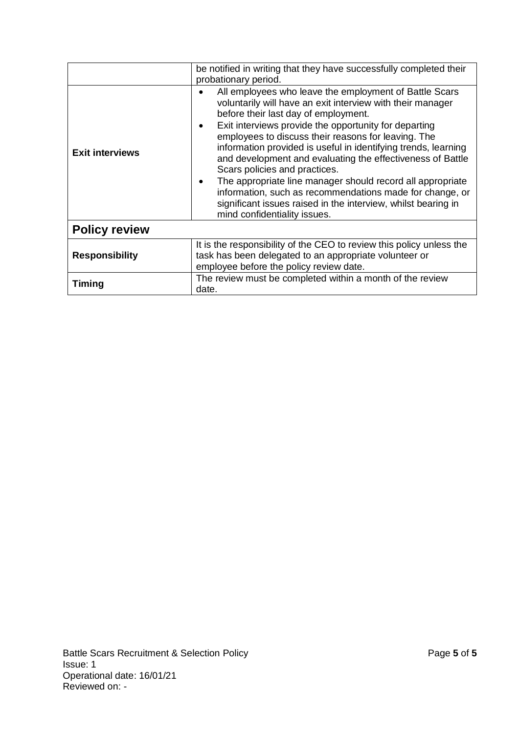| | |
|---|---|
| | be notified in writing that they have successfully completed their probationary period. |
| **Exit interviews** | • All employees who leave the employment of Battle Scars voluntarily will have an exit interview with their manager before their last day of employment.<br>• Exit interviews provide the opportunity for departing employees to discuss their reasons for leaving. The information provided is useful in identifying trends, learning and development and evaluating the effectiveness of Battle Scars policies and practices.<br>• The appropriate line manager should record all appropriate information, such as recommendations made for change, or significant issues raised in the interview, whilst bearing in mind confidentiality issues. |
| **Policy review** | |
| **Responsibility** | It is the responsibility of the CEO to review this policy unless the task has been delegated to an appropriate volunteer or employee before the policy review date. |
| **Timing** | The review must be completed within a month of the review date. |

Battle Scars Recruitment & Selection Policy
Issue: 1
Operational date: 16/01/21
Reviewed on: -